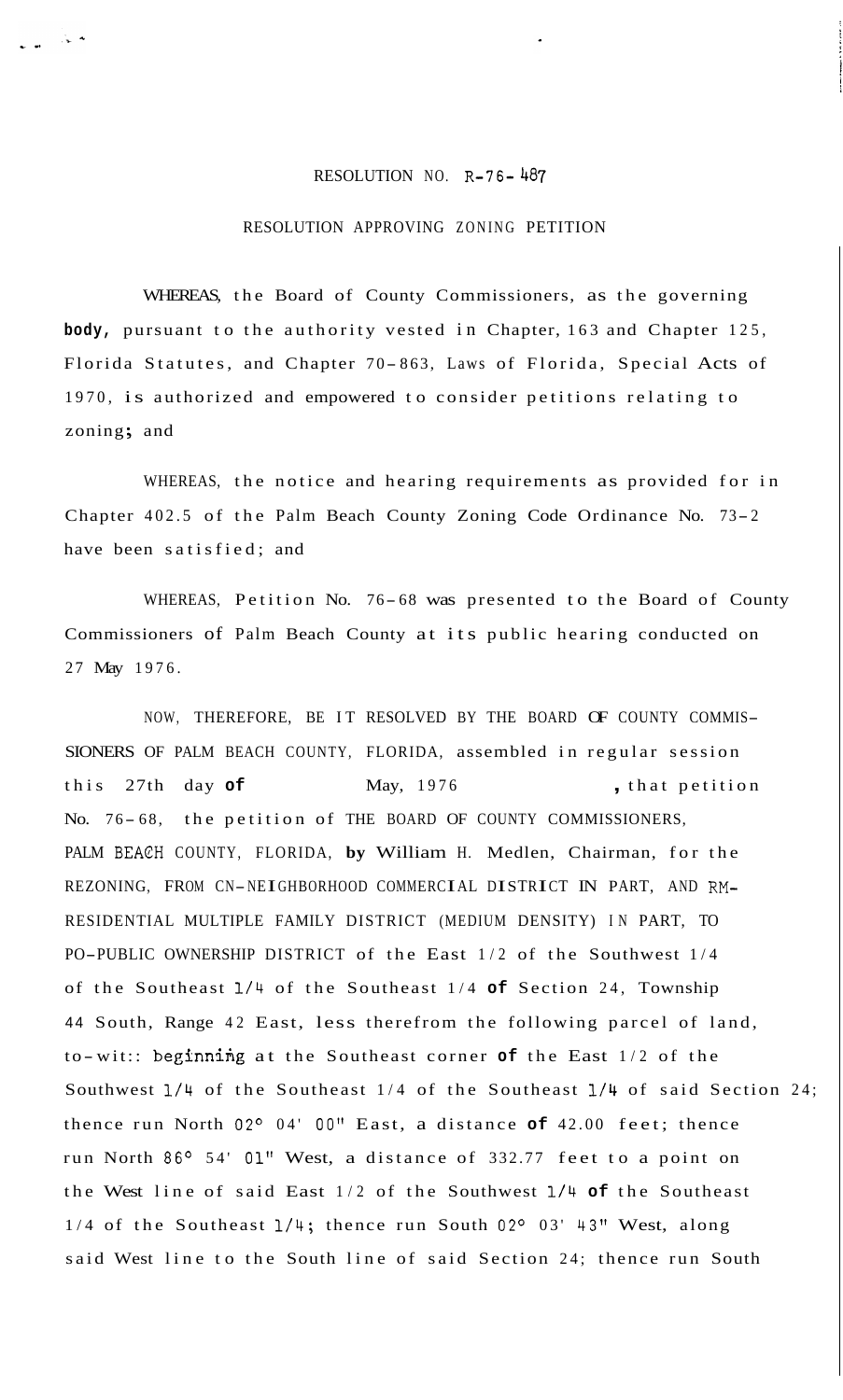RESOLUTION NO. R-76-487

RESOLUTION APPROVING ZONING PETITION

WHEREAS, the Board of County Commissioners, as the governing **body,** pursuant to the authority vested in Chapter, 163 and Chapter 125, Florida Statutes, and Chapter 70-863, Laws of Florida, Special Acts of 1970, is authorized and empowered to consider petitions relating to zoning; and

WHEREAS, the notice and hearing requirements as provided for in Chapter 402.5 of the Palm Beach County Zoning Code Ordinance No. 73-2 have been satisfied; and

WHEREAS, Petition No. 76-68 was presented to the Board of County Commissioners of Palm Beach County at its public hearing conducted on 27 May 1976.

NOW, THEREFORE, BE IT RESOLVED BY THE BOARD OF COUNTY COMMISSIONERS OF PALM BEACH COUNTY, FLORIDA, assembled in regular session this 27th day **of** May, 1976 , that petition No. 76-68, the petition of THE BOARD OF COUNTY COMMISSIONERS, PALM BEACH COUNTY, FLORIDA, **by** William H. Medlen, Chairman, for the REZONING, FROM CN-NEIGHBORHOOD COMMERCIAL DISTRICT IN PART, AND RM-RESIDENTIAL MULTIPLE FAMILY DISTRICT (MEDIUM DENSITY) IN PART, TO PO-PUBLIC OWNERSHIP DISTRICT of the East 1/2 of the Southwest 1/4 of the Southeast 1/4 of the Southeast 1/4 **of** Section 24, Township 44 South, Range 42 East, less therefrom the following parcel of land, to-wit:: beginning at the Southeast corner **of** the East 1/2 of the Southwest 1/4 of the Southeast 1/4 of the Southeast 1/4 of said Section 24; thence run North 02° 04' 00" East, a distance **of** 42.00 feet; thence run North 86° 54' 01" West, a distance of 332.77 feet to a point on the West line of said East 1/2 of the Southwest 1/4 **of** the Southeast 1/4 of the Southeast 1/4; thence run South 02° 03' 43" West, along said West line to the South line of said Section 24; thence run South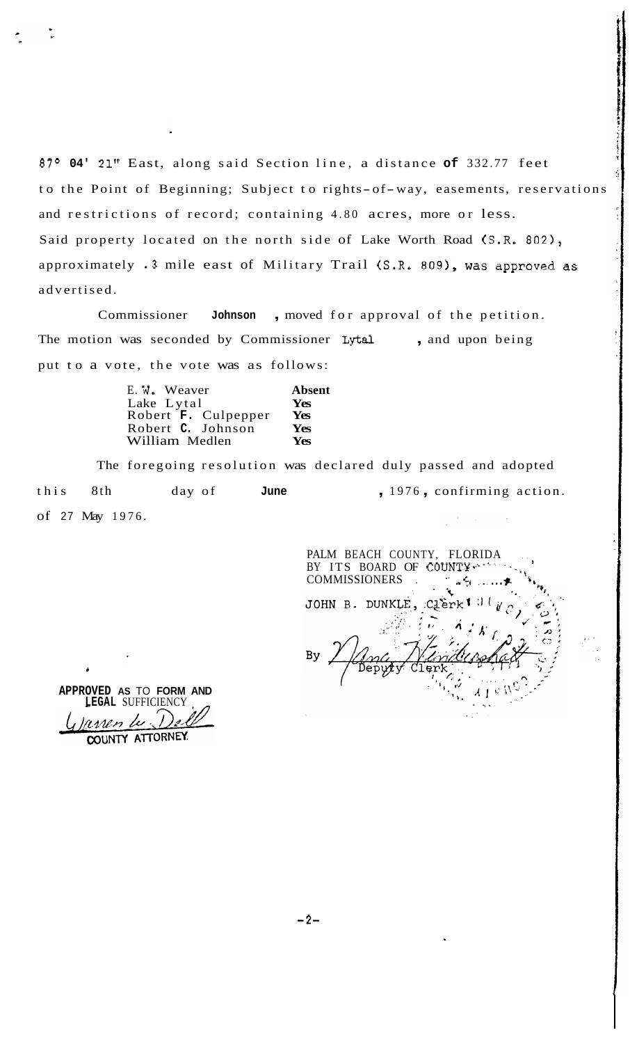87° 04' 21" East, along said Section line, a distance of 332.77 feet to the Point of Beginning; Subject to rights-of-way, easements, reservations and restrictions of record; containing 4.80 acres, more or less. Said property located on the north side of Lake Worth Road (S.R. 802), approximately .3 mile east of Military Trail (S.R. 809), was approved as advertised.

Commissioner **Johnson**, moved for approval of the petition. The motion was seconded by Commissioner Lytal, and upon being put to a vote, the vote was as follows:

| | |
|---|---|
| E. W. Weaver | **Absent** |
| Lake Lytal | **Yes** |
| Robert F. Culpepper | **Yes** |
| Robert C. Johnson | **Yes** |
| William Medlen | **Yes** |

The foregoing resolution was declared duly passed and adopted this 8th day of **June**, 1976, confirming action. of 27 May 1976.

PALM BEACH COUNTY, FLORIDA
BY ITS BOARD OF COUNTY
COMMISSIONERS

JOHN B. DUNKLE, Clerk

By _____________________
Deputy Clerk

**APPROVED AS TO FORM AND LEGAL SUFFICIENCY**

_____________________
**COUNTY ATTORNEY**